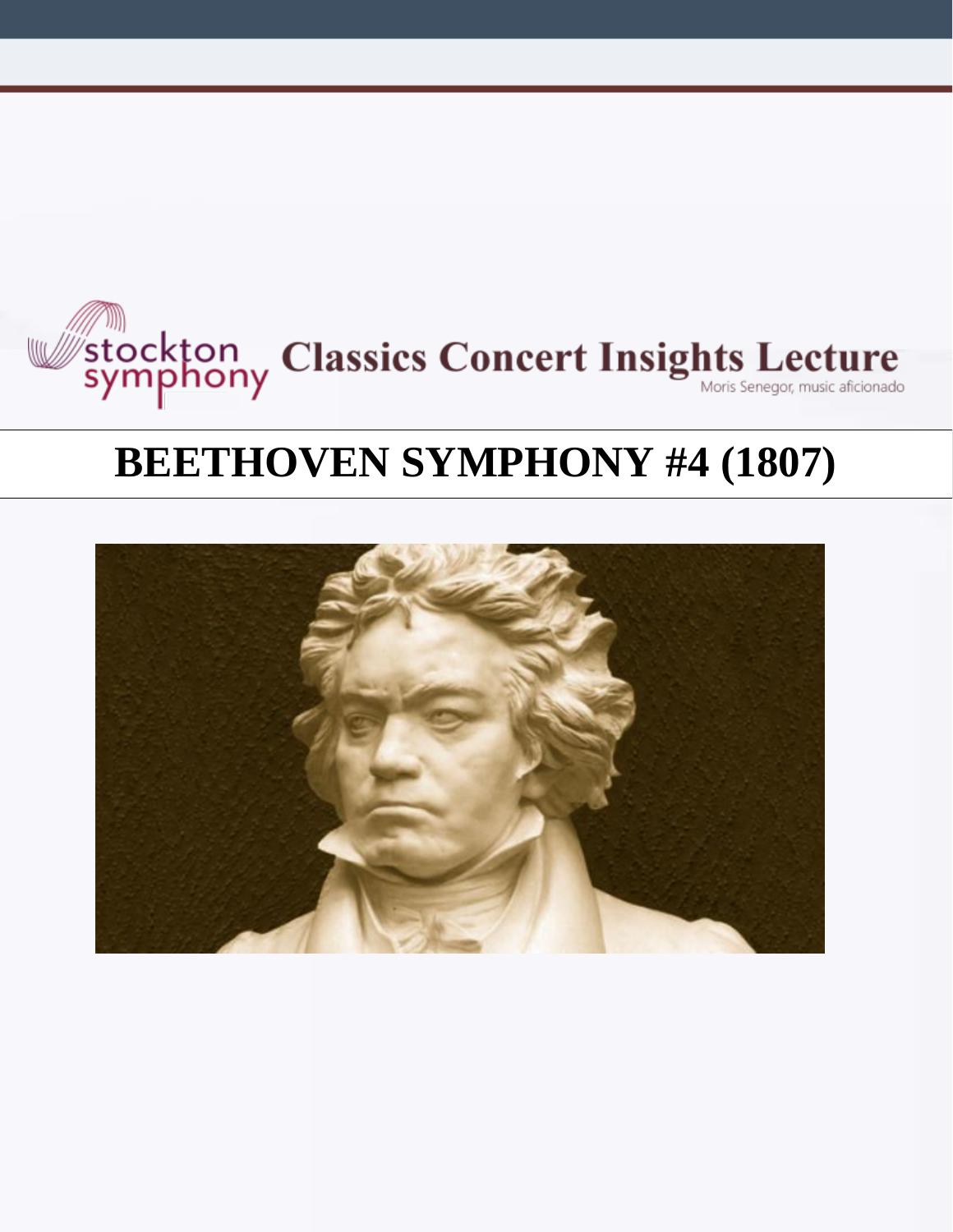stockton symphony **Classics Concert Insights Lecture**

Moris Senegor, music aficionado

# BEETHOVEN SYMPHONY #4 (1807)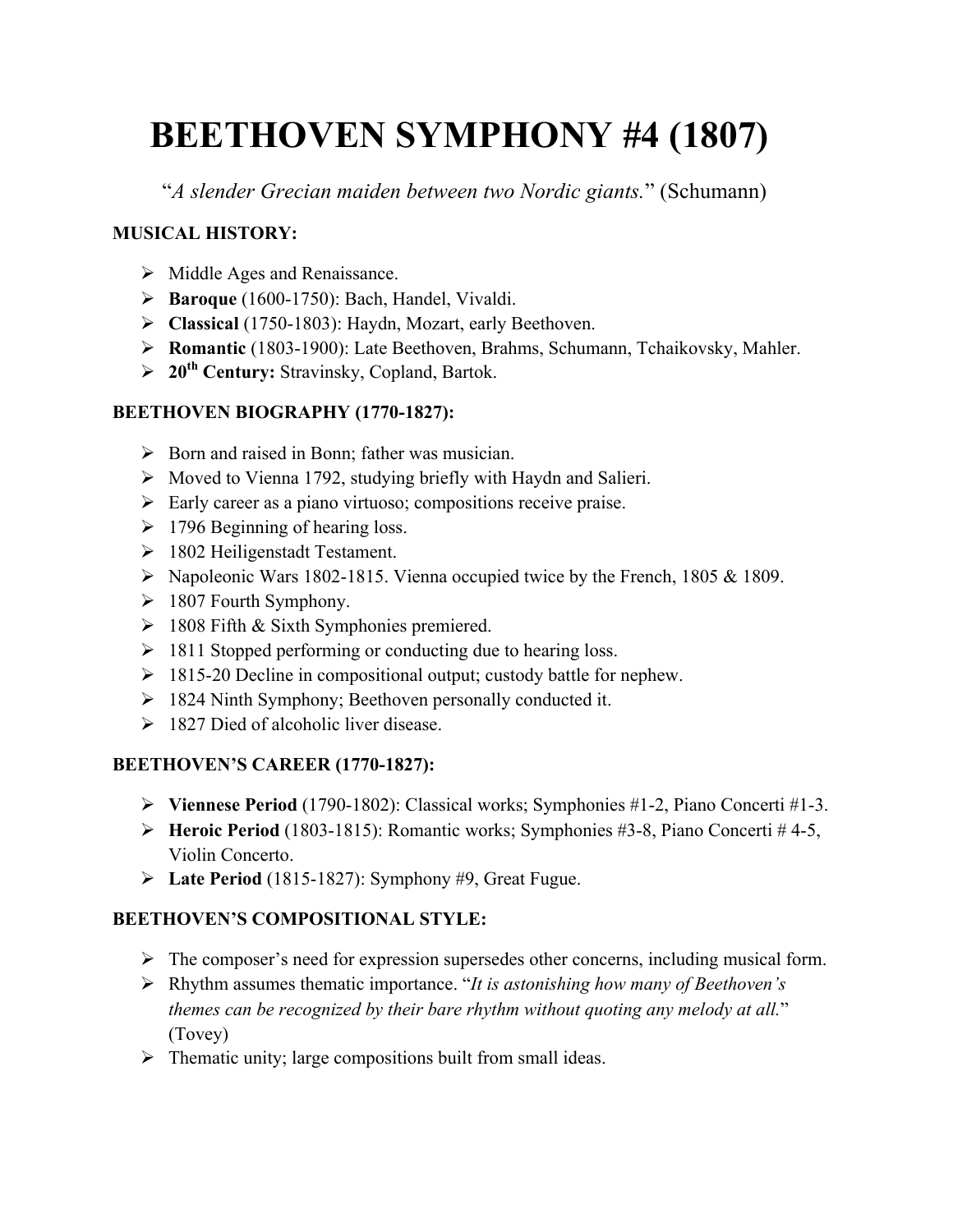# BEETHOVEN SYMPHONY #4 (1807)

"*A slender Grecian maiden between two Nordic giants.*" (Schumann)

**MUSICAL HISTORY:**

- Middle Ages and Renaissance.
- **Baroque** (1600-1750): Bach, Handel, Vivaldi.
- **Classical** (1750-1803): Haydn, Mozart, early Beethoven.
- **Romantic** (1803-1900): Late Beethoven, Brahms, Schumann, Tchaikovsky, Mahler.
- **20th Century:** Stravinsky, Copland, Bartok.

**BEETHOVEN BIOGRAPHY (1770-1827):**

- Born and raised in Bonn; father was musician.
- Moved to Vienna 1792, studying briefly with Haydn and Salieri.
- Early career as a piano virtuoso; compositions receive praise.
- 1796 Beginning of hearing loss.
- 1802 Heiligenstadt Testament.
- Napoleonic Wars 1802-1815. Vienna occupied twice by the French, 1805 & 1809.
- 1807 Fourth Symphony.
- 1808 Fifth & Sixth Symphonies premiered.
- 1811 Stopped performing or conducting due to hearing loss.
- 1815-20 Decline in compositional output; custody battle for nephew.
- 1824 Ninth Symphony; Beethoven personally conducted it.
- 1827 Died of alcoholic liver disease.

**BEETHOVEN'S CAREER (1770-1827):**

- **Viennese Period** (1790-1802): Classical works; Symphonies #1-2, Piano Concerti #1-3.
- **Heroic Period** (1803-1815): Romantic works; Symphonies #3-8, Piano Concerti # 4-5, Violin Concerto.
- **Late Period** (1815-1827): Symphony #9, Great Fugue.

**BEETHOVEN'S COMPOSITIONAL STYLE:**

- The composer's need for expression supersedes other concerns, including musical form.
- Rhythm assumes thematic importance. "*It is astonishing how many of Beethoven's themes can be recognized by their bare rhythm without quoting any melody at all.*" (Tovey)
- Thematic unity; large compositions built from small ideas.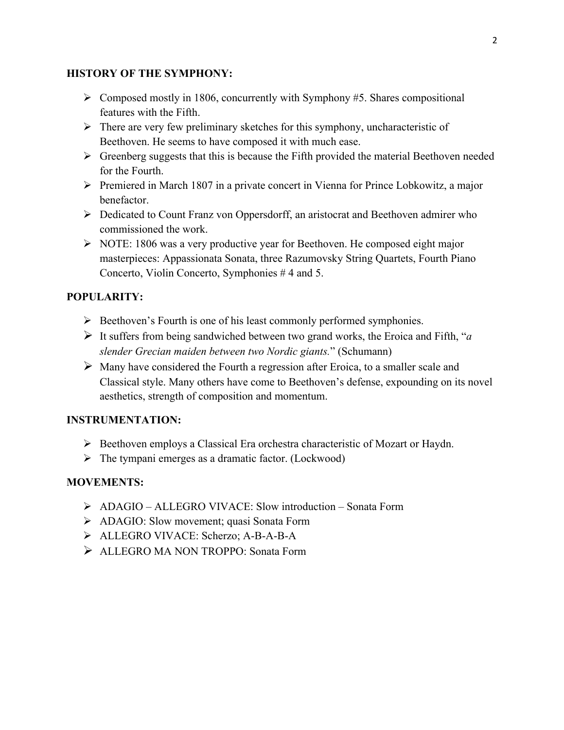**HISTORY OF THE SYMPHONY:**

- Composed mostly in 1806, concurrently with Symphony #5. Shares compositional features with the Fifth.
- There are very few preliminary sketches for this symphony, uncharacteristic of Beethoven. He seems to have composed it with much ease.
- Greenberg suggests that this is because the Fifth provided the material Beethoven needed for the Fourth.
- Premiered in March 1807 in a private concert in Vienna for Prince Lobkowitz, a major benefactor.
- Dedicated to Count Franz von Oppersdorff, an aristocrat and Beethoven admirer who commissioned the work.
- NOTE: 1806 was a very productive year for Beethoven. He composed eight major masterpieces: Appassionata Sonata, three Razumovsky String Quartets, Fourth Piano Concerto, Violin Concerto, Symphonies # 4 and 5.

**POPULARITY:**

- Beethoven's Fourth is one of his least commonly performed symphonies.
- It suffers from being sandwiched between two grand works, the Eroica and Fifth, "*a slender Grecian maiden between two Nordic giants.*" (Schumann)
- Many have considered the Fourth a regression after Eroica, to a smaller scale and Classical style. Many others have come to Beethoven's defense, expounding on its novel aesthetics, strength of composition and momentum.

**INSTRUMENTATION:**

- Beethoven employs a Classical Era orchestra characteristic of Mozart or Haydn.
- The tympani emerges as a dramatic factor. (Lockwood)

**MOVEMENTS:**

- ADAGIO – ALLEGRO VIVACE: Slow introduction – Sonata Form
- ADAGIO: Slow movement; quasi Sonata Form
- ALLEGRO VIVACE: Scherzo; A-B-A-B-A
- ALLEGRO MA NON TROPPO: Sonata Form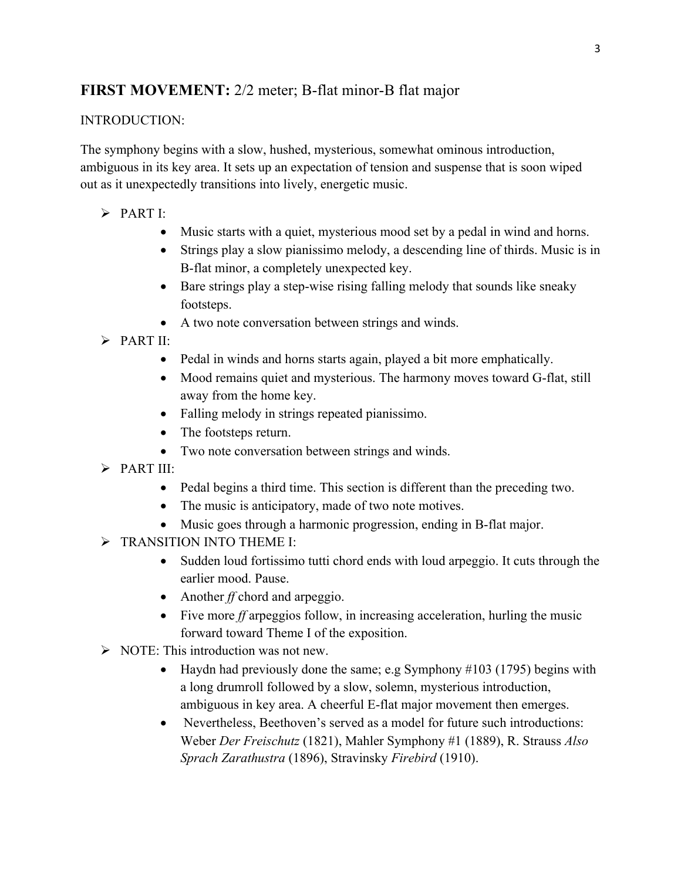## **FIRST MOVEMENT:** 2/2 meter; B-flat minor-B flat major

INTRODUCTION:

The symphony begins with a slow, hushed, mysterious, somewhat ominous introduction, ambiguous in its key area. It sets up an expectation of tension and suspense that is soon wiped out as it unexpectedly transitions into lively, energetic music.

- PART I:
  - Music starts with a quiet, mysterious mood set by a pedal in wind and horns.
  - Strings play a slow pianissimo melody, a descending line of thirds. Music is in B-flat minor, a completely unexpected key.
  - Bare strings play a step-wise rising falling melody that sounds like sneaky footsteps.
  - A two note conversation between strings and winds.
- PART II:
  - Pedal in winds and horns starts again, played a bit more emphatically.
  - Mood remains quiet and mysterious. The harmony moves toward G-flat, still away from the home key.
  - Falling melody in strings repeated pianissimo.
  - The footsteps return.
  - Two note conversation between strings and winds.
- PART III:
  - Pedal begins a third time. This section is different than the preceding two.
  - The music is anticipatory, made of two note motives.
  - Music goes through a harmonic progression, ending in B-flat major.
- TRANSITION INTO THEME I:
  - Sudden loud fortissimo tutti chord ends with loud arpeggio. It cuts through the earlier mood. Pause.
  - Another *ff* chord and arpeggio.
  - Five more *ff* arpeggios follow, in increasing acceleration, hurling the music forward toward Theme I of the exposition.
- NOTE: This introduction was not new.
  - Haydn had previously done the same; e.g Symphony #103 (1795) begins with a long drumroll followed by a slow, solemn, mysterious introduction, ambiguous in key area. A cheerful E-flat major movement then emerges.
  - Nevertheless, Beethoven's served as a model for future such introductions: Weber *Der Freischutz* (1821), Mahler Symphony #1 (1889), R. Strauss *Also Sprach Zarathustra* (1896), Stravinsky *Firebird* (1910).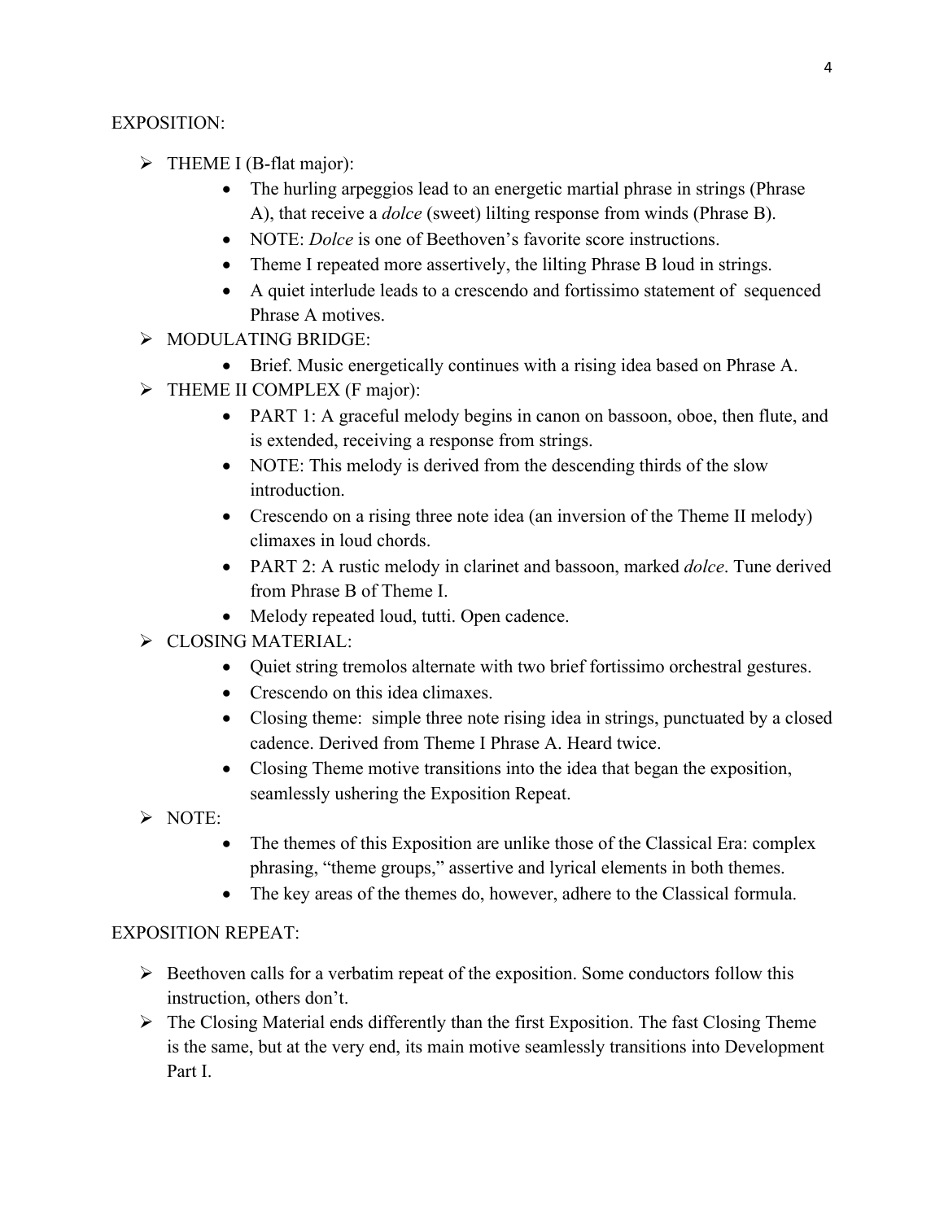EXPOSITION:

- THEME I (B-flat major):
  - The hurling arpeggios lead to an energetic martial phrase in strings (Phrase A), that receive a *dolce* (sweet) lilting response from winds (Phrase B).
  - NOTE: *Dolce* is one of Beethoven's favorite score instructions.
  - Theme I repeated more assertively, the lilting Phrase B loud in strings.
  - A quiet interlude leads to a crescendo and fortissimo statement of sequenced Phrase A motives.
- MODULATING BRIDGE:
  - Brief. Music energetically continues with a rising idea based on Phrase A.
- THEME II COMPLEX (F major):
  - PART 1: A graceful melody begins in canon on bassoon, oboe, then flute, and is extended, receiving a response from strings.
  - NOTE: This melody is derived from the descending thirds of the slow introduction.
  - Crescendo on a rising three note idea (an inversion of the Theme II melody) climaxes in loud chords.
  - PART 2: A rustic melody in clarinet and bassoon, marked *dolce*. Tune derived from Phrase B of Theme I.
  - Melody repeated loud, tutti. Open cadence.
- CLOSING MATERIAL:
  - Quiet string tremolos alternate with two brief fortissimo orchestral gestures.
  - Crescendo on this idea climaxes.
  - Closing theme: simple three note rising idea in strings, punctuated by a closed cadence. Derived from Theme I Phrase A. Heard twice.
  - Closing Theme motive transitions into the idea that began the exposition, seamlessly ushering the Exposition Repeat.
- NOTE:
  - The themes of this Exposition are unlike those of the Classical Era: complex phrasing, "theme groups," assertive and lyrical elements in both themes.
  - The key areas of the themes do, however, adhere to the Classical formula.

EXPOSITION REPEAT:

- Beethoven calls for a verbatim repeat of the exposition. Some conductors follow this instruction, others don't.
- The Closing Material ends differently than the first Exposition. The fast Closing Theme is the same, but at the very end, its main motive seamlessly transitions into Development Part I.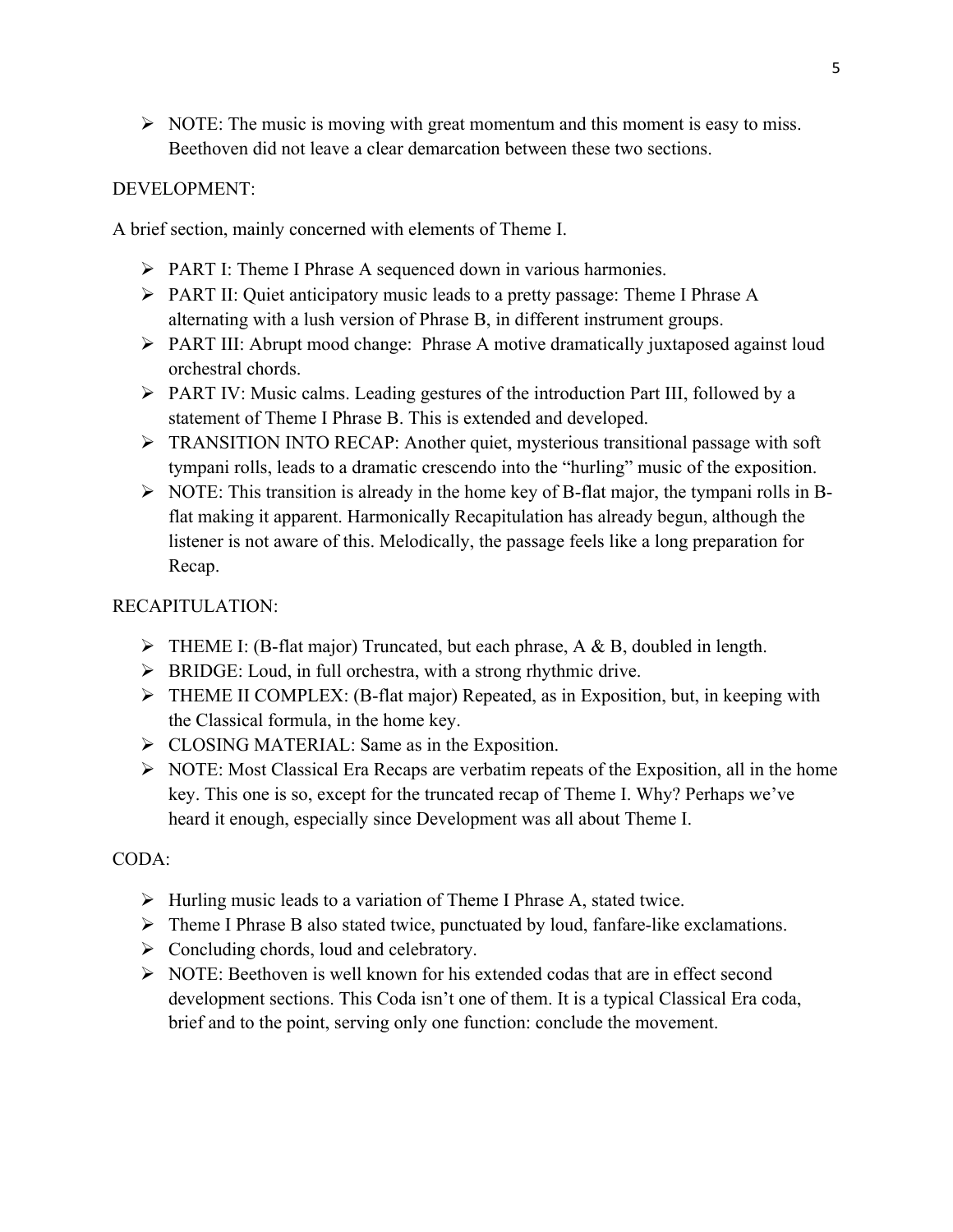- NOTE: The music is moving with great momentum and this moment is easy to miss. Beethoven did not leave a clear demarcation between these two sections.

DEVELOPMENT:

A brief section, mainly concerned with elements of Theme I.

- PART I: Theme I Phrase A sequenced down in various harmonies.
- PART II: Quiet anticipatory music leads to a pretty passage: Theme I Phrase A alternating with a lush version of Phrase B, in different instrument groups.
- PART III: Abrupt mood change: Phrase A motive dramatically juxtaposed against loud orchestral chords.
- PART IV: Music calms. Leading gestures of the introduction Part III, followed by a statement of Theme I Phrase B. This is extended and developed.
- TRANSITION INTO RECAP: Another quiet, mysterious transitional passage with soft tympani rolls, leads to a dramatic crescendo into the "hurling" music of the exposition.
- NOTE: This transition is already in the home key of B-flat major, the tympani rolls in B-flat making it apparent. Harmonically Recapitulation has already begun, although the listener is not aware of this. Melodically, the passage feels like a long preparation for Recap.

RECAPITULATION:

- THEME I: (B-flat major) Truncated, but each phrase, A & B, doubled in length.
- BRIDGE: Loud, in full orchestra, with a strong rhythmic drive.
- THEME II COMPLEX: (B-flat major) Repeated, as in Exposition, but, in keeping with the Classical formula, in the home key.
- CLOSING MATERIAL: Same as in the Exposition.
- NOTE: Most Classical Era Recaps are verbatim repeats of the Exposition, all in the home key. This one is so, except for the truncated recap of Theme I. Why? Perhaps we've heard it enough, especially since Development was all about Theme I.

CODA:

- Hurling music leads to a variation of Theme I Phrase A, stated twice.
- Theme I Phrase B also stated twice, punctuated by loud, fanfare-like exclamations.
- Concluding chords, loud and celebratory.
- NOTE: Beethoven is well known for his extended codas that are in effect second development sections. This Coda isn't one of them. It is a typical Classical Era coda, brief and to the point, serving only one function: conclude the movement.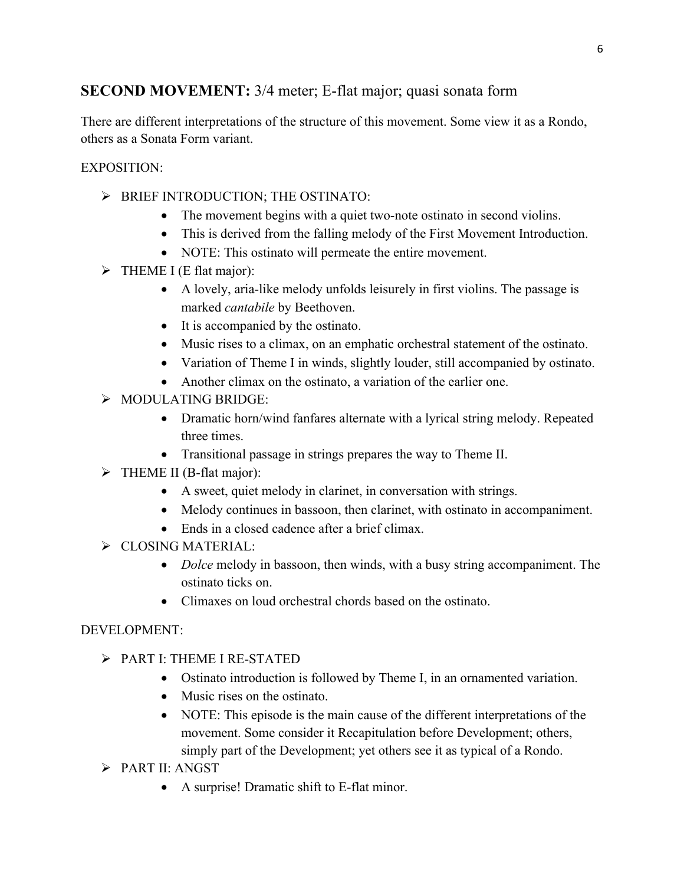## **SECOND MOVEMENT:** 3/4 meter; E-flat major; quasi sonata form

There are different interpretations of the structure of this movement. Some view it as a Rondo, others as a Sonata Form variant.

EXPOSITION:

- BRIEF INTRODUCTION; THE OSTINATO:
  - The movement begins with a quiet two-note ostinato in second violins.
  - This is derived from the falling melody of the First Movement Introduction.
  - NOTE: This ostinato will permeate the entire movement.
- THEME I (E flat major):
  - A lovely, aria-like melody unfolds leisurely in first violins. The passage is marked *cantabile* by Beethoven.
  - It is accompanied by the ostinato.
  - Music rises to a climax, on an emphatic orchestral statement of the ostinato.
  - Variation of Theme I in winds, slightly louder, still accompanied by ostinato.
  - Another climax on the ostinato, a variation of the earlier one.
- MODULATING BRIDGE:
  - Dramatic horn/wind fanfares alternate with a lyrical string melody. Repeated three times.
  - Transitional passage in strings prepares the way to Theme II.
- THEME II (B-flat major):
  - A sweet, quiet melody in clarinet, in conversation with strings.
  - Melody continues in bassoon, then clarinet, with ostinato in accompaniment.
  - Ends in a closed cadence after a brief climax.
- CLOSING MATERIAL:
  - *Dolce* melody in bassoon, then winds, with a busy string accompaniment. The ostinato ticks on.
  - Climaxes on loud orchestral chords based on the ostinato.

DEVELOPMENT:

- PART I: THEME I RE-STATED
  - Ostinato introduction is followed by Theme I, in an ornamented variation.
  - Music rises on the ostinato.
  - NOTE: This episode is the main cause of the different interpretations of the movement. Some consider it Recapitulation before Development; others, simply part of the Development; yet others see it as typical of a Rondo.
- PART II: ANGST
  - A surprise! Dramatic shift to E-flat minor.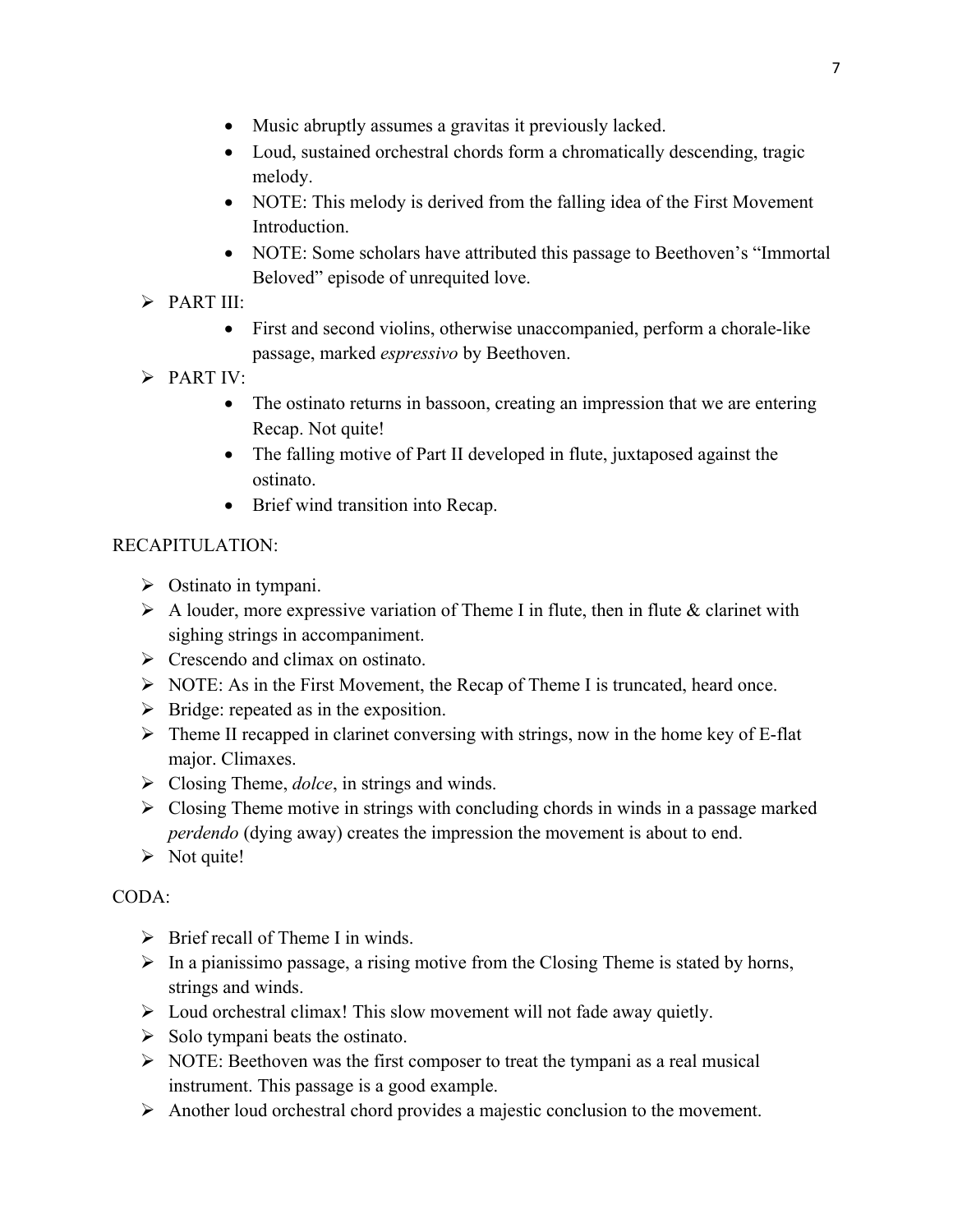- Music abruptly assumes a gravitas it previously lacked.
  - Loud, sustained orchestral chords form a chromatically descending, tragic melody.
  - NOTE: This melody is derived from the falling idea of the First Movement Introduction.
  - NOTE: Some scholars have attributed this passage to Beethoven's "Immortal Beloved" episode of unrequited love.
- PART III:
  - First and second violins, otherwise unaccompanied, perform a chorale-like passage, marked *espressivo* by Beethoven.
- PART IV:
  - The ostinato returns in bassoon, creating an impression that we are entering Recap. Not quite!
  - The falling motive of Part II developed in flute, juxtaposed against the ostinato.
  - Brief wind transition into Recap.

RECAPITULATION:

- Ostinato in tympani.
- A louder, more expressive variation of Theme I in flute, then in flute & clarinet with sighing strings in accompaniment.
- Crescendo and climax on ostinato.
- NOTE: As in the First Movement, the Recap of Theme I is truncated, heard once.
- Bridge: repeated as in the exposition.
- Theme II recapped in clarinet conversing with strings, now in the home key of E-flat major. Climaxes.
- Closing Theme, *dolce*, in strings and winds.
- Closing Theme motive in strings with concluding chords in winds in a passage marked *perdendo* (dying away) creates the impression the movement is about to end.
- Not quite!

CODA:

- Brief recall of Theme I in winds.
- In a pianissimo passage, a rising motive from the Closing Theme is stated by horns, strings and winds.
- Loud orchestral climax! This slow movement will not fade away quietly.
- Solo tympani beats the ostinato.
- NOTE: Beethoven was the first composer to treat the tympani as a real musical instrument. This passage is a good example.
- Another loud orchestral chord provides a majestic conclusion to the movement.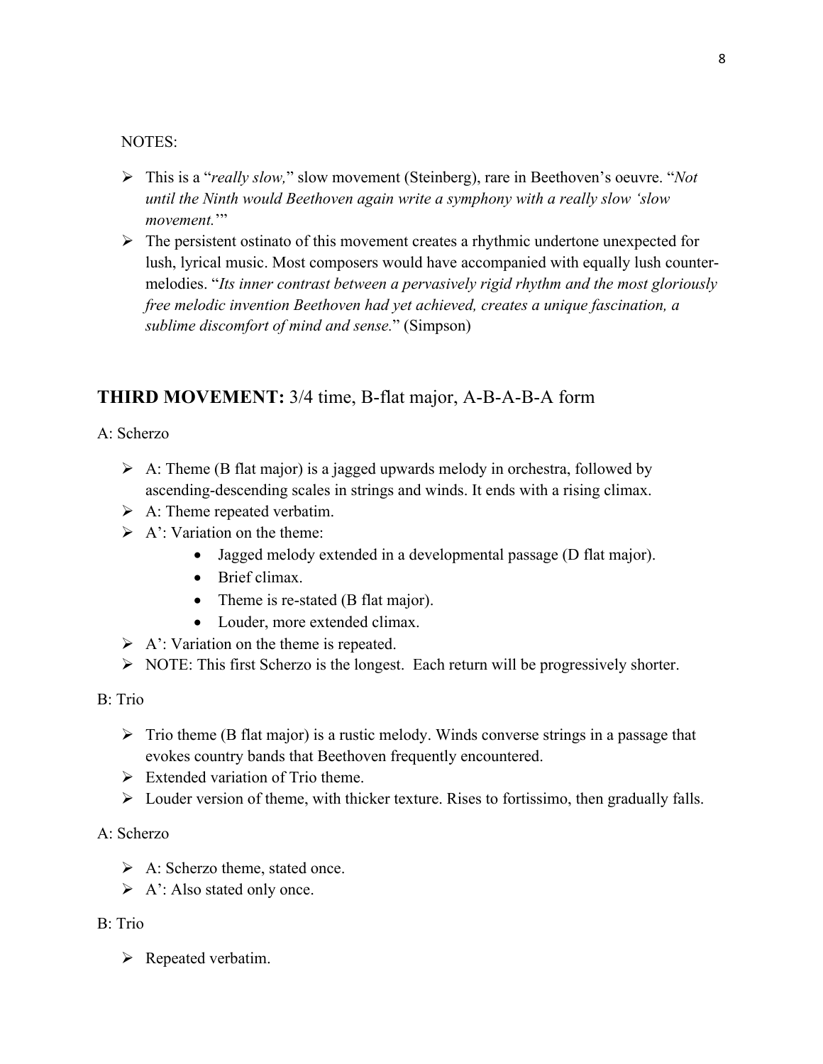NOTES:

- This is a "*really slow,*" slow movement (Steinberg), rare in Beethoven's oeuvre. "*Not until the Ninth would Beethoven again write a symphony with a really slow 'slow movement.'*"
- The persistent ostinato of this movement creates a rhythmic undertone unexpected for lush, lyrical music. Most composers would have accompanied with equally lush counter-melodies. "*Its inner contrast between a pervasively rigid rhythm and the most gloriously free melodic invention Beethoven had yet achieved, creates a unique fascination, a sublime discomfort of mind and sense.*" (Simpson)

## **THIRD MOVEMENT:** 3/4 time, B-flat major, A-B-A-B-A form

A: Scherzo

- A: Theme (B flat major) is a jagged upwards melody in orchestra, followed by ascending-descending scales in strings and winds. It ends with a rising climax.
- A: Theme repeated verbatim.
- A': Variation on the theme:
  - Jagged melody extended in a developmental passage (D flat major).
  - Brief climax.
  - Theme is re-stated (B flat major).
  - Louder, more extended climax.
- A': Variation on the theme is repeated.
- NOTE: This first Scherzo is the longest. Each return will be progressively shorter.

B: Trio

- Trio theme (B flat major) is a rustic melody. Winds converse strings in a passage that evokes country bands that Beethoven frequently encountered.
- Extended variation of Trio theme.
- Louder version of theme, with thicker texture. Rises to fortissimo, then gradually falls.

A: Scherzo

- A: Scherzo theme, stated once.
- A': Also stated only once.

B: Trio

- Repeated verbatim.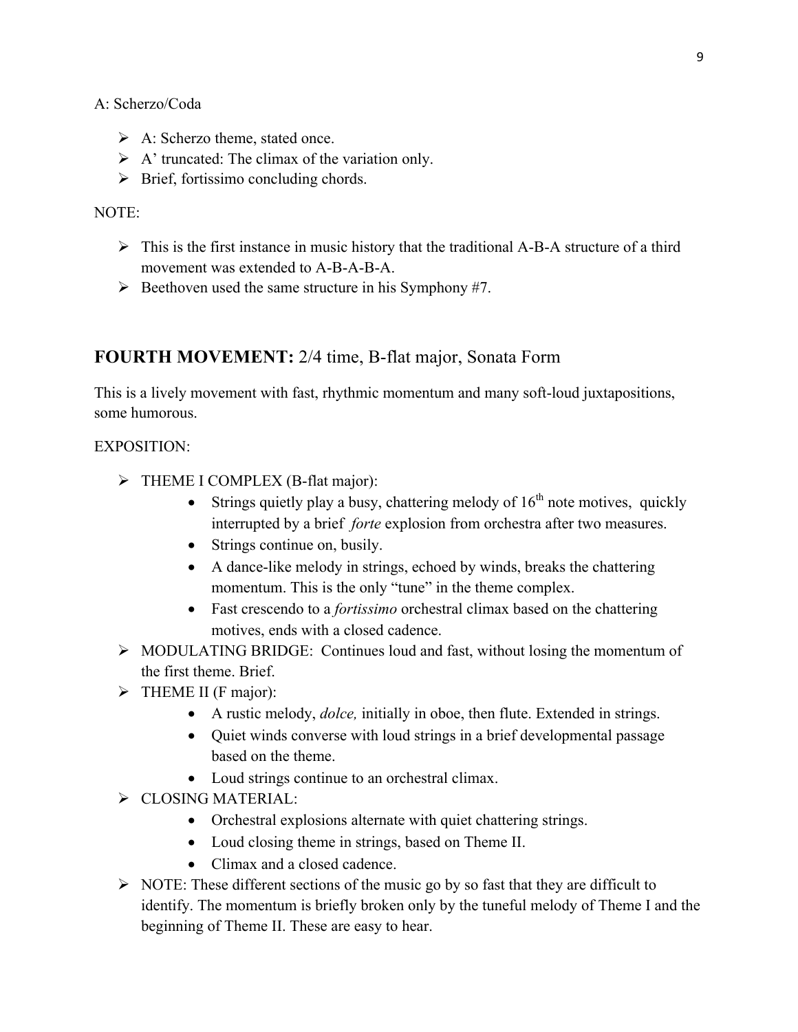A: Scherzo/Coda

- A: Scherzo theme, stated once.
- A’ truncated: The climax of the variation only.
- Brief, fortissimo concluding chords.

NOTE:

- This is the first instance in music history that the traditional A-B-A structure of a third movement was extended to A-B-A-B-A.
- Beethoven used the same structure in his Symphony #7.

## **FOURTH MOVEMENT:** 2/4 time, B-flat major, Sonata Form

This is a lively movement with fast, rhythmic momentum and many soft-loud juxtapositions, some humorous.

EXPOSITION:

- THEME I COMPLEX (B-flat major):
  - Strings quietly play a busy, chattering melody of 16th note motives, quickly interrupted by a brief *forte* explosion from orchestra after two measures.
  - Strings continue on, busily.
  - A dance-like melody in strings, echoed by winds, breaks the chattering momentum. This is the only “tune” in the theme complex.
  - Fast crescendo to a *fortissimo* orchestral climax based on the chattering motives, ends with a closed cadence.
- MODULATING BRIDGE: Continues loud and fast, without losing the momentum of the first theme. Brief.
- THEME II (F major):
  - A rustic melody, *dolce,* initially in oboe, then flute. Extended in strings.
  - Quiet winds converse with loud strings in a brief developmental passage based on the theme.
  - Loud strings continue to an orchestral climax.
- CLOSING MATERIAL:
  - Orchestral explosions alternate with quiet chattering strings.
  - Loud closing theme in strings, based on Theme II.
  - Climax and a closed cadence.
- NOTE: These different sections of the music go by so fast that they are difficult to identify. The momentum is briefly broken only by the tuneful melody of Theme I and the beginning of Theme II. These are easy to hear.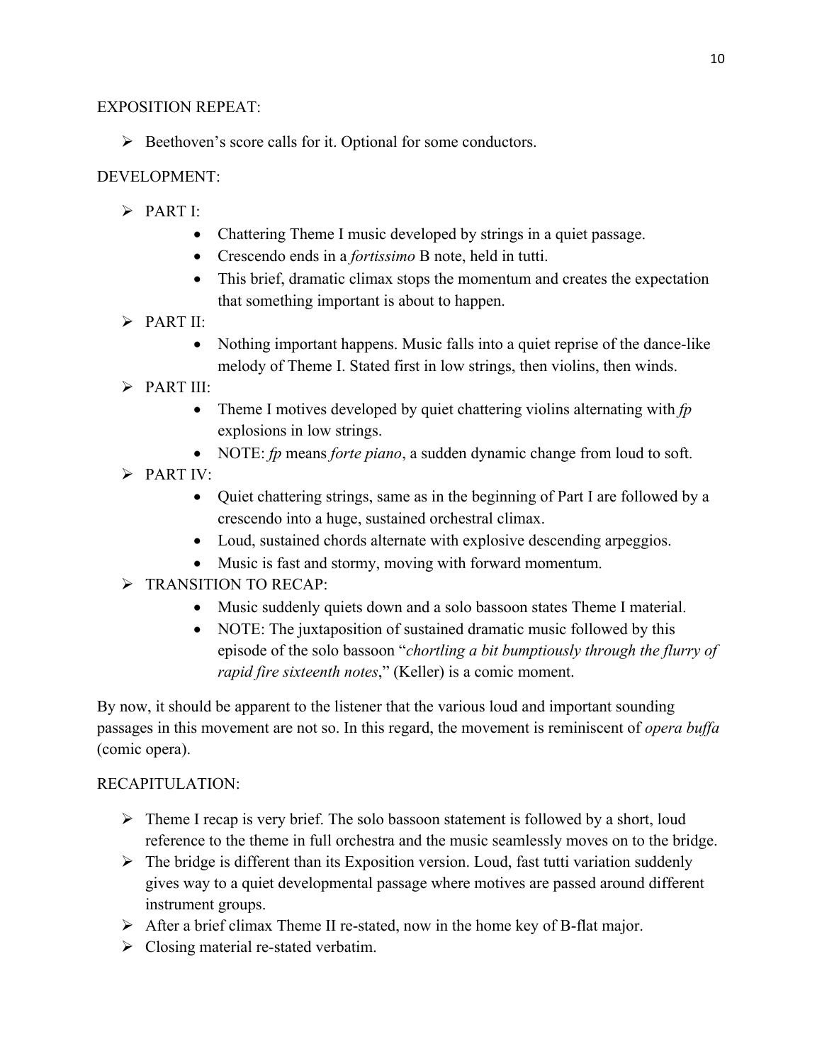EXPOSITION REPEAT:

- Beethoven's score calls for it. Optional for some conductors.

DEVELOPMENT:

- PART I:
  - Chattering Theme I music developed by strings in a quiet passage.
  - Crescendo ends in a *fortissimo* B note, held in tutti.
  - This brief, dramatic climax stops the momentum and creates the expectation that something important is about to happen.
- PART II:
  - Nothing important happens. Music falls into a quiet reprise of the dance-like melody of Theme I. Stated first in low strings, then violins, then winds.
- PART III:
  - Theme I motives developed by quiet chattering violins alternating with *fp* explosions in low strings.
  - NOTE: *fp* means *forte piano*, a sudden dynamic change from loud to soft.
- PART IV:
  - Quiet chattering strings, same as in the beginning of Part I are followed by a crescendo into a huge, sustained orchestral climax.
  - Loud, sustained chords alternate with explosive descending arpeggios.
  - Music is fast and stormy, moving with forward momentum.
- TRANSITION TO RECAP:
  - Music suddenly quiets down and a solo bassoon states Theme I material.
  - NOTE: The juxtaposition of sustained dramatic music followed by this episode of the solo bassoon "*chortling a bit bumptiously through the flurry of rapid fire sixteenth notes*," (Keller) is a comic moment.

By now, it should be apparent to the listener that the various loud and important sounding passages in this movement are not so. In this regard, the movement is reminiscent of *opera buffa* (comic opera).

RECAPITULATION:

- Theme I recap is very brief. The solo bassoon statement is followed by a short, loud reference to the theme in full orchestra and the music seamlessly moves on to the bridge.
- The bridge is different than its Exposition version. Loud, fast tutti variation suddenly gives way to a quiet developmental passage where motives are passed around different instrument groups.
- After a brief climax Theme II re-stated, now in the home key of B-flat major.
- Closing material re-stated verbatim.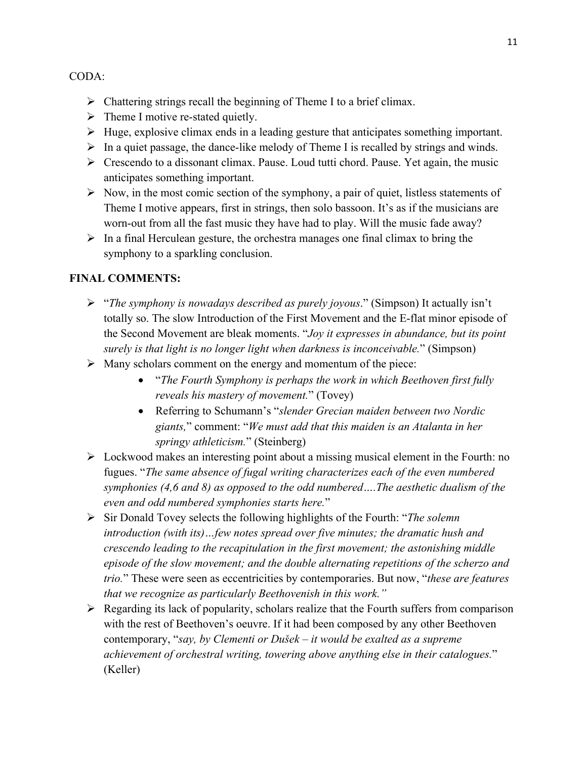CODA:

- Chattering strings recall the beginning of Theme I to a brief climax.
- Theme I motive re-stated quietly.
- Huge, explosive climax ends in a leading gesture that anticipates something important.
- In a quiet passage, the dance-like melody of Theme I is recalled by strings and winds.
- Crescendo to a dissonant climax. Pause. Loud tutti chord. Pause. Yet again, the music anticipates something important.
- Now, in the most comic section of the symphony, a pair of quiet, listless statements of Theme I motive appears, first in strings, then solo bassoon. It's as if the musicians are worn-out from all the fast music they have had to play. Will the music fade away?
- In a final Herculean gesture, the orchestra manages one final climax to bring the symphony to a sparkling conclusion.

**FINAL COMMENTS:**

- "*The symphony is nowadays described as purely joyous*." (Simpson) It actually isn't totally so. The slow Introduction of the First Movement and the E-flat minor episode of the Second Movement are bleak moments. "*Joy it expresses in abundance, but its point surely is that light is no longer light when darkness is inconceivable.*" (Simpson)
- Many scholars comment on the energy and momentum of the piece:
    - "*The Fourth Symphony is perhaps the work in which Beethoven first fully reveals his mastery of movement.*" (Tovey)
    - Referring to Schumann's "*slender Grecian maiden between two Nordic giants,*" comment: "*We must add that this maiden is an Atalanta in her springy athleticism.*" (Steinberg)
- Lockwood makes an interesting point about a missing musical element in the Fourth: no fugues. "*The same absence of fugal writing characterizes each of the even numbered symphonies (4,6 and 8) as opposed to the odd numbered….The aesthetic dualism of the even and odd numbered symphonies starts here.*"
- Sir Donald Tovey selects the following highlights of the Fourth: "*The solemn introduction (with its)…few notes spread over five minutes; the dramatic hush and crescendo leading to the recapitulation in the first movement; the astonishing middle episode of the slow movement; and the double alternating repetitions of the scherzo and trio.*" These were seen as eccentricities by contemporaries. But now, "*these are features that we recognize as particularly Beethovenish in this work.*"
- Regarding its lack of popularity, scholars realize that the Fourth suffers from comparison with the rest of Beethoven's oeuvre. If it had been composed by any other Beethoven contemporary, "*say, by Clementi or Dušek – it would be exalted as a supreme achievement of orchestral writing, towering above anything else in their catalogues.*" (Keller)